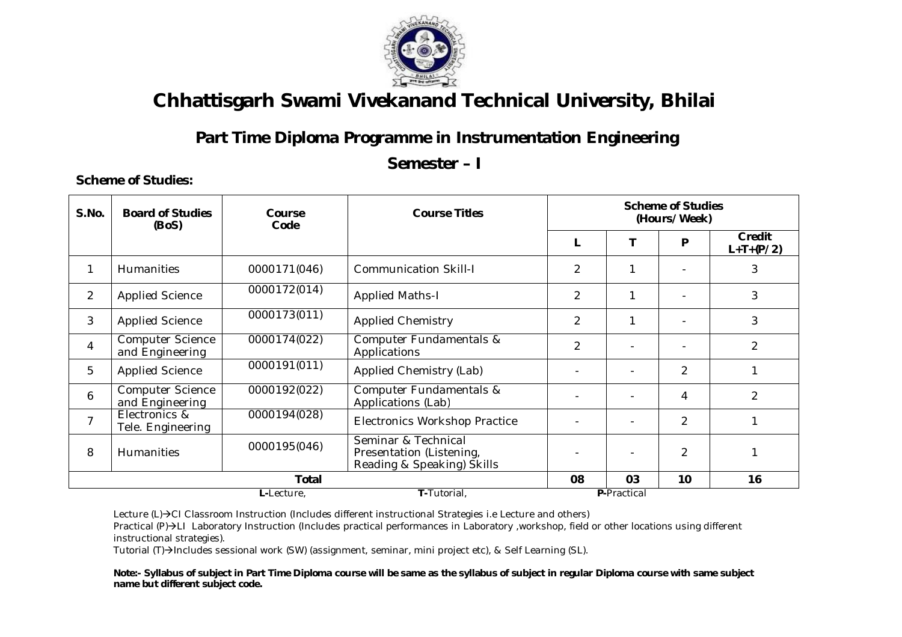# Chhattisgarh Swami Vivekanand Technical University, Bhilai

## Part Time Diploma Programme in Instrumentation Engineering

## Semester – I

**Scheme of Studies:**

| S.No. | Board of Studies (BoS) | Course Code | Course Titles | Scheme of Studies (Hours/Week) | | | |
|---|---|---|---|---|---|---|---|
| | | | | L | T | P | Credit L+T+(P/2) |
| 1 | Humanities | 0000171(046) | Communication Skill-I | 2 | 1 | - | 3 |
| 2 | Applied Science | 0000172(014) | Applied Maths-I | 2 | 1 | - | 3 |
| 3 | Applied Science | 0000173(011) | Applied Chemistry | 2 | 1 | - | 3 |
| 4 | Computer Science and Engineering | 0000174(022) | Computer Fundamentals & Applications | 2 | - | - | 2 |
| 5 | Applied Science | 0000191(011) | Applied Chemistry (Lab) | - | - | 2 | 1 |
| 6 | Computer Science and Engineering | 0000192(022) | Computer Fundamentals & Applications (Lab) | - | - | 4 | 2 |
| 7 | Electronics & Tele. Engineering | 0000194(028) | Electronics Workshop Practice | - | - | 2 | 1 |
| 8 | Humanities | 0000195(046) | Seminar & Technical Presentation (Listening, Reading & Speaking) Skills | - | - | 2 | 1 |
| **Total** | | | | **08** | **03** | **10** | **16** |

**L-**Lecture, **T-**Tutorial, **P-**Practical

Lecture (L)→CI Classroom Instruction (Includes different instructional Strategies i.e Lecture and others)

Practical (P)→LI Laboratory Instruction (Includes practical performances in Laboratory ,workshop, field or other locations using different instructional strategies).

Tutorial (T)→Includes sessional work (SW) (assignment, seminar, mini project etc), & Self Learning (SL).

**Note:- Syllabus of subject in Part Time Diploma course will be same as the syllabus of subject in regular Diploma course with same subject name but different subject code.**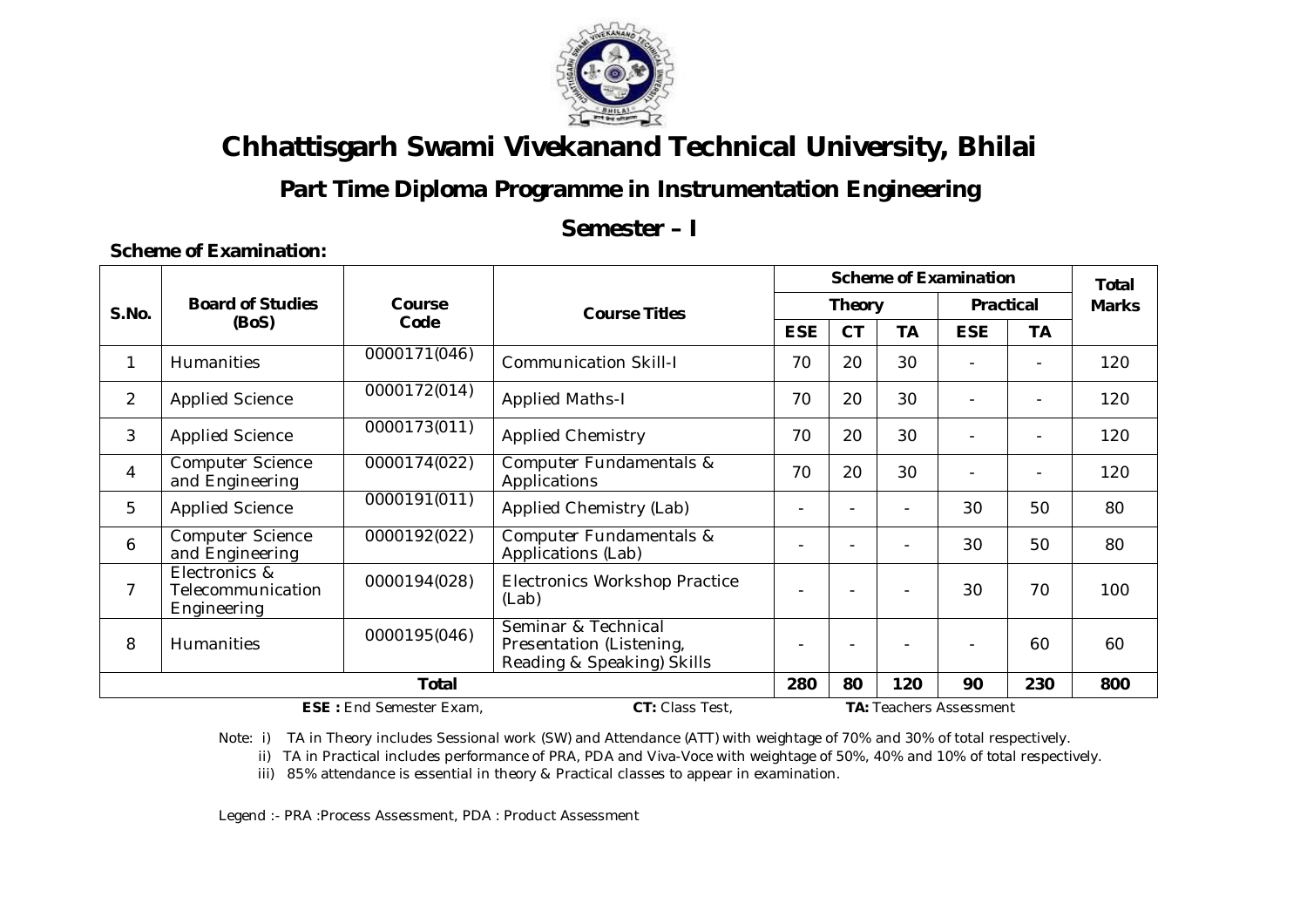# Chhattisgarh Swami Vivekanand Technical University, Bhilai

## Part Time Diploma Programme in Instrumentation Engineering

## Semester – I

**Scheme of Examination:**

| S.No. | Board of Studies (BoS) | Course Code | Course Titles | Scheme of Examination | | | | | Total Marks |
|---|---|---|---|---|---|---|---|---|---|
| | | | | Theory | | | Practical | | |
| | | | | ESE | CT | TA | ESE | TA | |
| 1 | Humanities | 0000171(046) | Communication Skill-I | 70 | 20 | 30 | - | - | 120 |
| 2 | Applied Science | 0000172(014) | Applied Maths-I | 70 | 20 | 30 | - | - | 120 |
| 3 | Applied Science | 0000173(011) | Applied Chemistry | 70 | 20 | 30 | - | - | 120 |
| 4 | Computer Science and Engineering | 0000174(022) | Computer Fundamentals & Applications | 70 | 20 | 30 | - | - | 120 |
| 5 | Applied Science | 0000191(011) | Applied Chemistry (Lab) | - | - | - | 30 | 50 | 80 |
| 6 | Computer Science and Engineering | 0000192(022) | Computer Fundamentals & Applications (Lab) | - | - | - | 30 | 50 | 80 |
| 7 | Electronics & Telecommunication Engineering | 0000194(028) | Electronics Workshop Practice (Lab) | - | - | - | 30 | 70 | 100 |
| 8 | Humanities | 0000195(046) | Seminar & Technical Presentation (Listening, Reading & Speaking) Skills | - | - | - | - | 60 | 60 |
| | | **Total** | | **280** | **80** | **120** | **90** | **230** | **800** |

**ESE :** End Semester Exam, **CT:** Class Test, **TA:** Teachers Assessment

Note: i) TA in Theory includes Sessional work (SW) and Attendance (ATT) with weightage of 70% and 30% of total respectively.

ii) TA in Practical includes performance of PRA, PDA and Viva-Voce with weightage of 50%, 40% and 10% of total respectively.

iii) 85% attendance is essential in theory & Practical classes to appear in examination.

Legend :- PRA :Process Assessment, PDA : Product Assessment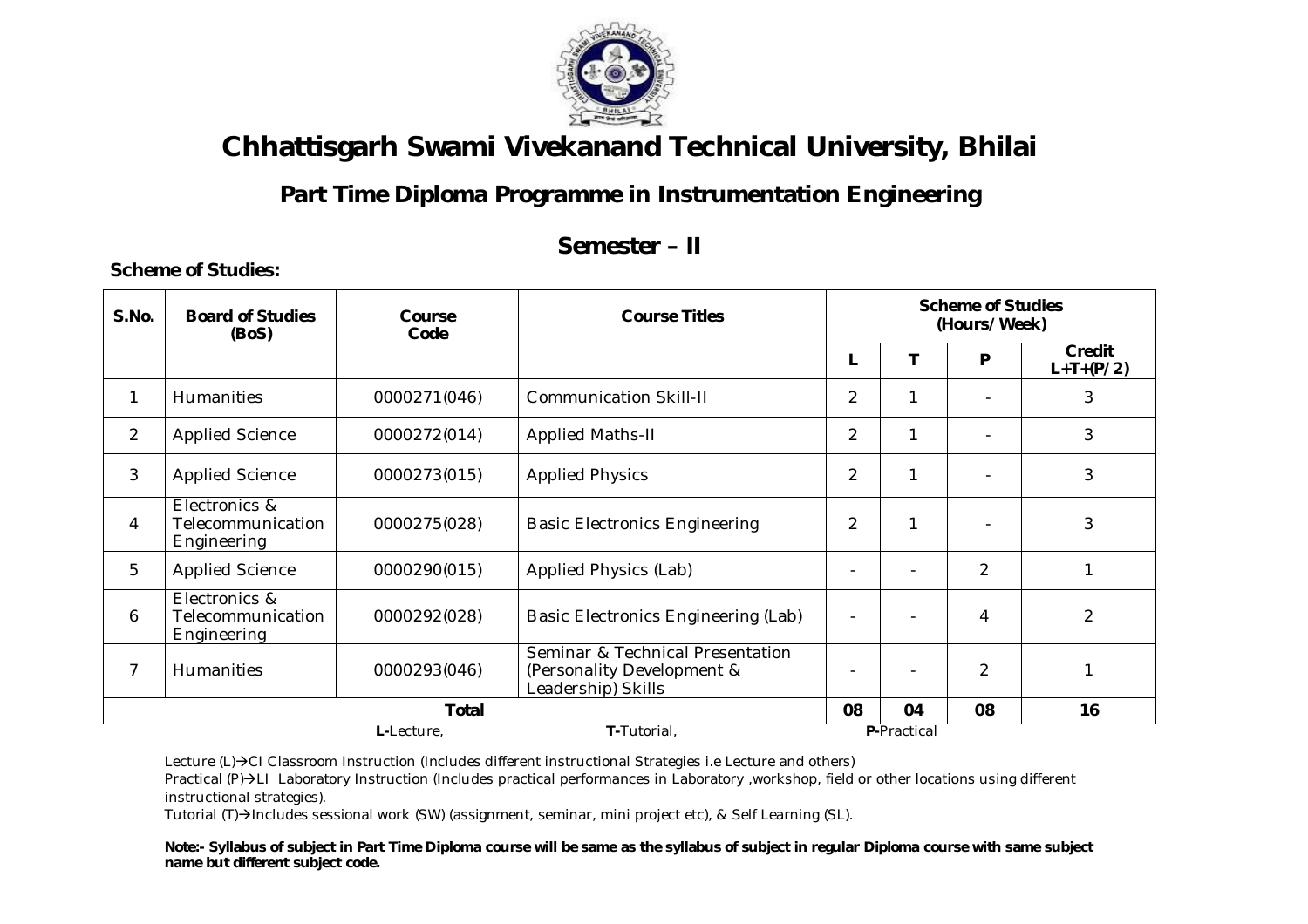# Chhattisgarh Swami Vivekanand Technical University, Bhilai

## Part Time Diploma Programme in Instrumentation Engineering

## Semester – II

**Scheme of Studies:**

| S.No. | Board of Studies (BoS) | Course Code | Course Titles | Scheme of Studies (Hours/Week) | | | |
|---|---|---|---|---|---|---|---|
| | | | | L | T | P | Credit L+T+(P/2) |
| 1 | Humanities | 0000271(046) | Communication Skill-II | 2 | 1 | - | 3 |
| 2 | Applied Science | 0000272(014) | Applied Maths-II | 2 | 1 | - | 3 |
| 3 | Applied Science | 0000273(015) | Applied Physics | 2 | 1 | - | 3 |
| 4 | Electronics & Telecommunication Engineering | 0000275(028) | Basic Electronics Engineering | 2 | 1 | - | 3 |
| 5 | Applied Science | 0000290(015) | Applied Physics (Lab) | - | - | 2 | 1 |
| 6 | Electronics & Telecommunication Engineering | 0000292(028) | Basic Electronics Engineering (Lab) | - | - | 4 | 2 |
| 7 | Humanities | 0000293(046) | Seminar & Technical Presentation (Personality Development & Leadership) Skills | - | - | 2 | 1 |
| | | | **Total** | **08** | **04** | **08** | **16** |

**L-**Lecture, **T-**Tutorial, **P-**Practical

Lecture (L)→CI Classroom Instruction (Includes different instructional Strategies i.e Lecture and others)

Practical (P)→LI Laboratory Instruction (Includes practical performances in Laboratory ,workshop, field or other locations using different instructional strategies).

Tutorial (T)→Includes sessional work (SW) (assignment, seminar, mini project etc), & Self Learning (SL).

**Note:- Syllabus of subject in Part Time Diploma course will be same as the syllabus of subject in regular Diploma course with same subject name but different subject code.**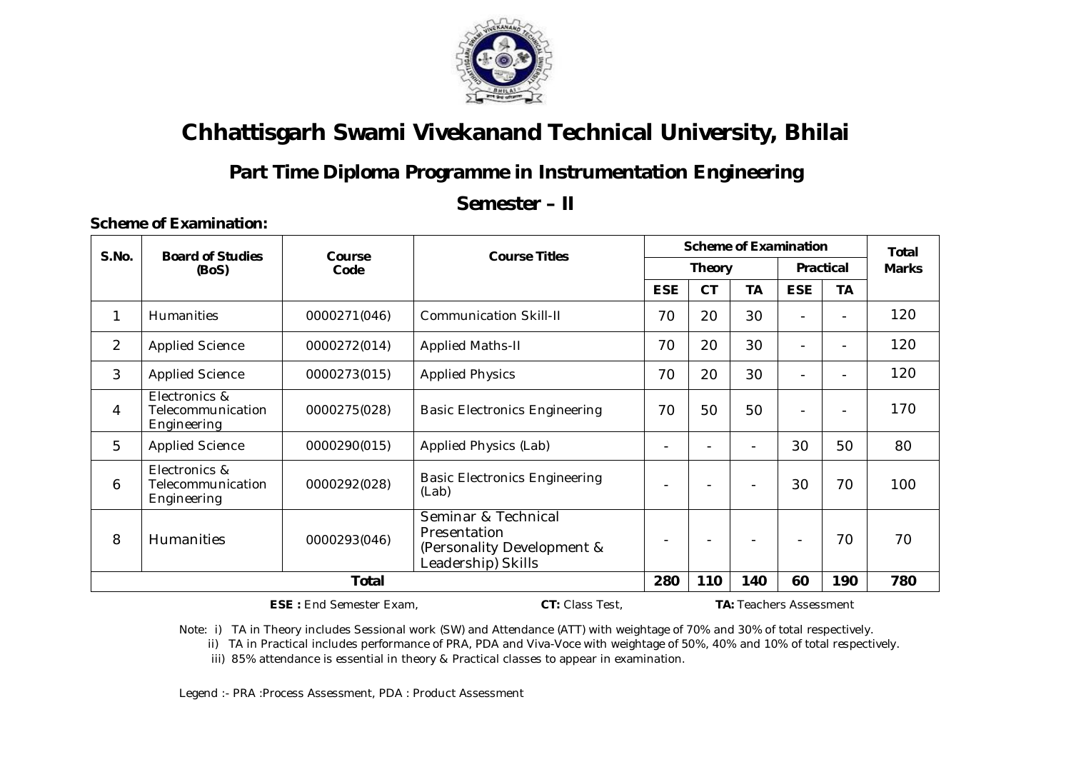# Chhattisgarh Swami Vivekanand Technical University, Bhilai

## Part Time Diploma Programme in Instrumentation Engineering

## Semester – II

**Scheme of Examination:**

| S.No. | Board of Studies (BoS) | Course Code | Course Titles | Scheme of Examination | | | | | Total Marks |
|---|---|---|---|---|---|---|---|---|---|
| | | | | Theory | | | Practical | | |
| | | | | ESE | CT | TA | ESE | TA | |
| 1 | Humanities | 0000271(046) | Communication Skill-II | 70 | 20 | 30 | - | - | 120 |
| 2 | Applied Science | 0000272(014) | Applied Maths-II | 70 | 20 | 30 | - | - | 120 |
| 3 | Applied Science | 0000273(015) | Applied Physics | 70 | 20 | 30 | - | - | 120 |
| 4 | Electronics & Telecommunication Engineering | 0000275(028) | Basic Electronics Engineering | 70 | 50 | 50 | - | - | 170 |
| 5 | Applied Science | 0000290(015) | Applied Physics (Lab) | - | - | - | 30 | 50 | 80 |
| 6 | Electronics & Telecommunication Engineering | 0000292(028) | Basic Electronics Engineering (Lab) | - | - | - | 30 | 70 | 100 |
| 8 | Humanities | 0000293(046) | Seminar & Technical Presentation (Personality Development & Leadership) Skills | - | - | - | - | 70 | 70 |
| | | **Total** | | **280** | **110** | **140** | **60** | **190** | **780** |

**ESE :** End Semester Exam, **CT:** Class Test, **TA:** Teachers Assessment

Note: i) TA in Theory includes Sessional work (SW) and Attendance (ATT) with weightage of 70% and 30% of total respectively.

ii) TA in Practical includes performance of PRA, PDA and Viva-Voce with weightage of 50%, 40% and 10% of total respectively.

iii) 85% attendance is essential in theory & Practical classes to appear in examination.

Legend :- PRA :Process Assessment, PDA : Product Assessment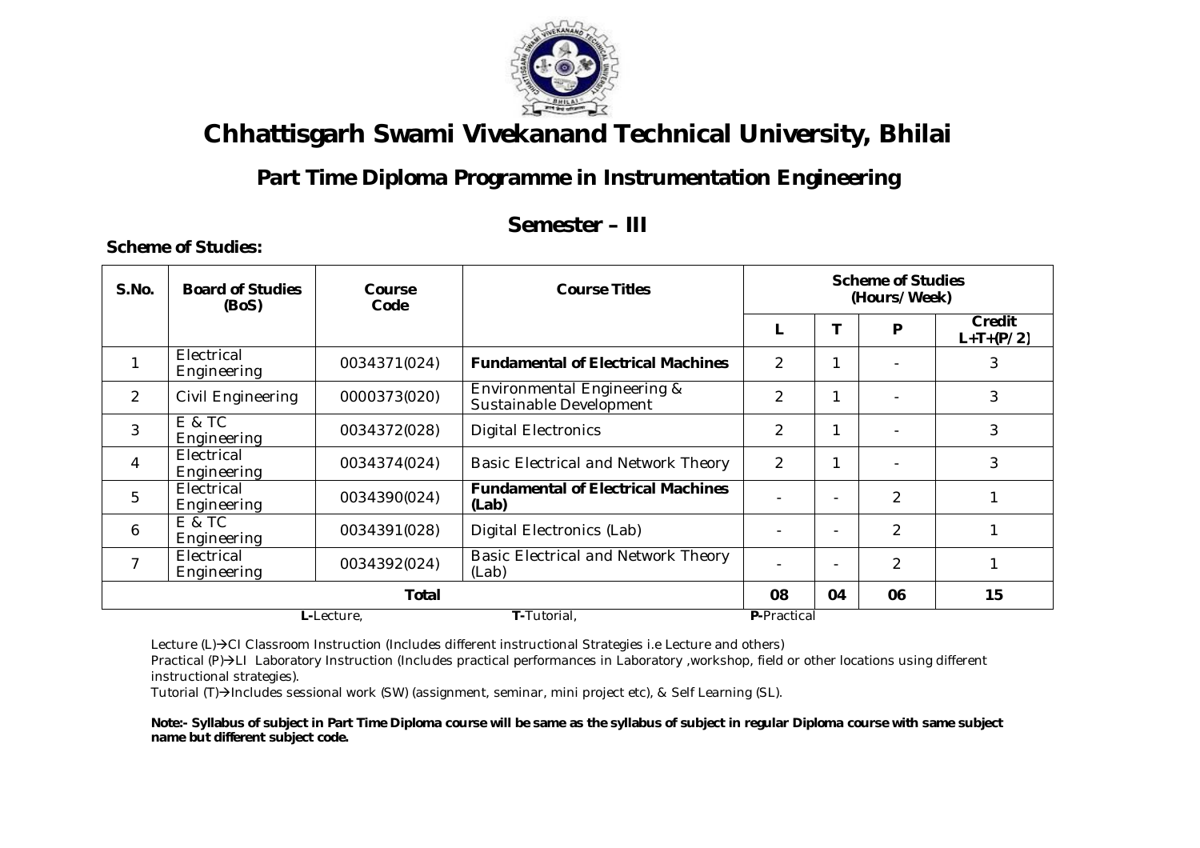# Chhattisgarh Swami Vivekanand Technical University, Bhilai

## Part Time Diploma Programme in Instrumentation Engineering

## Semester – III

**Scheme of Studies:**

| S.No. | Board of Studies (BoS) | Course Code | Course Titles | Scheme of Studies (Hours/Week) | | | |
|---|---|---|---|---|---|---|---|
| | | | | L | T | P | Credit L+T+(P/2) |
| 1 | Electrical Engineering | 0034371(024) | **Fundamental of Electrical Machines** | 2 | 1 | - | 3 |
| 2 | Civil Engineering | 0000373(020) | Environmental Engineering & Sustainable Development | 2 | 1 | - | 3 |
| 3 | E & TC Engineering | 0034372(028) | Digital Electronics | 2 | 1 | - | 3 |
| 4 | Electrical Engineering | 0034374(024) | Basic Electrical and Network Theory | 2 | 1 | - | 3 |
| 5 | Electrical Engineering | 0034390(024) | **Fundamental of Electrical Machines (Lab)** | - | - | 2 | 1 |
| 6 | E & TC Engineering | 0034391(028) | Digital Electronics (Lab) | - | - | 2 | 1 |
| 7 | Electrical Engineering | 0034392(024) | Basic Electrical and Network Theory (Lab) | - | - | 2 | 1 |
| | | | **Total** | **08** | **04** | **06** | **15** |

**L-**Lecture, **T-**Tutorial, **P-**Practical

Lecture (L)→CI Classroom Instruction (Includes different instructional Strategies i.e Lecture and others)

Practical (P)→LI Laboratory Instruction (Includes practical performances in Laboratory ,workshop, field or other locations using different instructional strategies).

Tutorial (T)→Includes sessional work (SW) (assignment, seminar, mini project etc), & Self Learning (SL).

**Note:- Syllabus of subject in Part Time Diploma course will be same as the syllabus of subject in regular Diploma course with same subject name but different subject code.**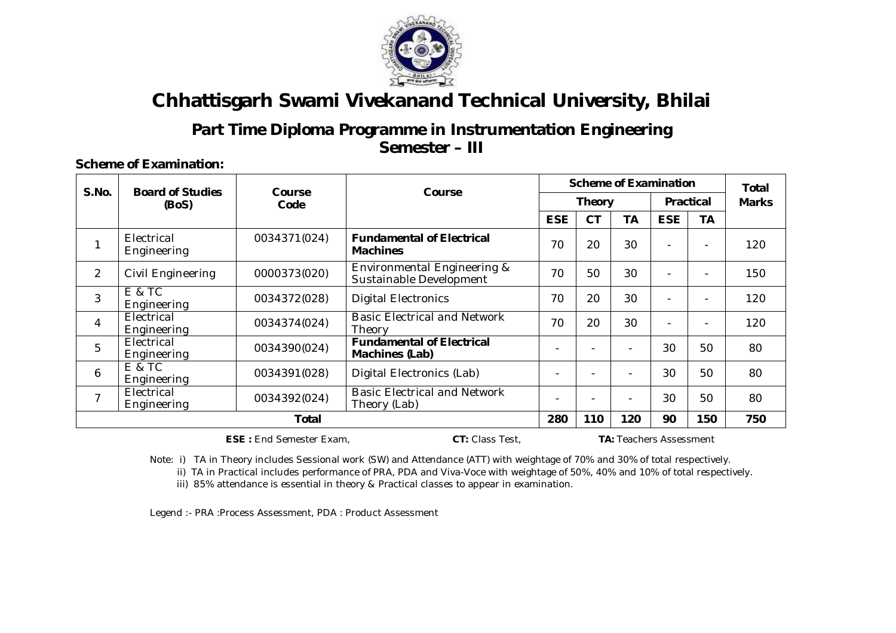# Chhattisgarh Swami Vivekanand Technical University, Bhilai

## Part Time Diploma Programme in Instrumentation Engineering
## Semester – III

**Scheme of Examination:**

| S.No. | Board of Studies (BoS) | Course Code | Course | Scheme of Examination | | | | | Total Marks |
|---|---|---|---|---|---|---|---|---|---|
| | | | | Theory | | | Practical | | |
| | | | | ESE | CT | TA | ESE | TA | |
| 1 | Electrical Engineering | 0034371(024) | **Fundamental of Electrical Machines** | 70 | 20 | 30 | - | - | 120 |
| 2 | Civil Engineering | 0000373(020) | Environmental Engineering & Sustainable Development | 70 | 50 | 30 | - | - | 150 |
| 3 | E & TC Engineering | 0034372(028) | Digital Electronics | 70 | 20 | 30 | - | - | 120 |
| 4 | Electrical Engineering | 0034374(024) | Basic Electrical and Network Theory | 70 | 20 | 30 | - | - | 120 |
| 5 | Electrical Engineering | 0034390(024) | **Fundamental of Electrical Machines (Lab)** | - | - | - | 30 | 50 | 80 |
| 6 | E & TC Engineering | 0034391(028) | Digital Electronics (Lab) | - | - | - | 30 | 50 | 80 |
| 7 | Electrical Engineering | 0034392(024) | Basic Electrical and Network Theory (Lab) | - | - | - | 30 | 50 | 80 |
| | | **Total** | | **280** | **110** | **120** | **90** | **150** | **750** |

**ESE :** End Semester Exam, **CT:** Class Test, **TA:** Teachers Assessment

Note: i) TA in Theory includes Sessional work (SW) and Attendance (ATT) with weightage of 70% and 30% of total respectively.
ii) TA in Practical includes performance of PRA, PDA and Viva-Voce with weightage of 50%, 40% and 10% of total respectively.
iii) 85% attendance is essential in theory & Practical classes to appear in examination.

Legend :- PRA :Process Assessment, PDA : Product Assessment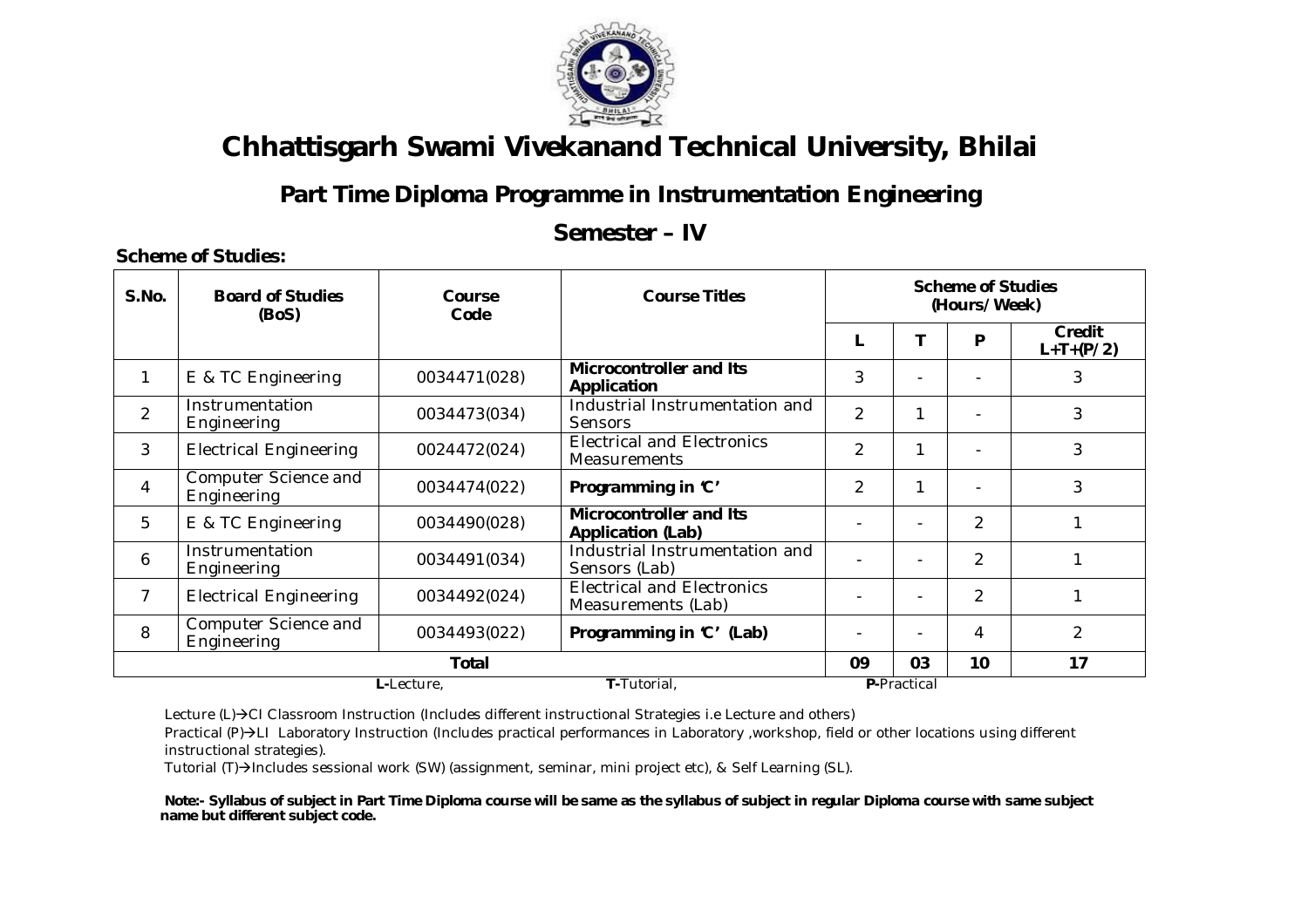# Chhattisgarh Swami Vivekanand Technical University, Bhilai

## Part Time Diploma Programme in Instrumentation Engineering

## Semester – IV

**Scheme of Studies:**

| S.No. | Board of Studies (BoS) | Course Code | Course Titles | Scheme of Studies (Hours/Week) | | | |
|---|---|---|---|---|---|---|---|
| | | | | L | T | P | Credit L+T+(P/2) |
| 1 | E & TC Engineering | 0034471(028) | **Microcontroller and Its Application** | 3 | - | - | 3 |
| 2 | Instrumentation Engineering | 0034473(034) | Industrial Instrumentation and Sensors | 2 | 1 | - | 3 |
| 3 | Electrical Engineering | 0024472(024) | Electrical and Electronics Measurements | 2 | 1 | - | 3 |
| 4 | Computer Science and Engineering | 0034474(022) | **Programming in 'C'** | 2 | 1 | - | 3 |
| 5 | E & TC Engineering | 0034490(028) | **Microcontroller and Its Application (Lab)** | - | - | 2 | 1 |
| 6 | Instrumentation Engineering | 0034491(034) | Industrial Instrumentation and Sensors (Lab) | - | - | 2 | 1 |
| 7 | Electrical Engineering | 0034492(024) | Electrical and Electronics Measurements (Lab) | - | - | 2 | 1 |
| 8 | Computer Science and Engineering | 0034493(022) | **Programming in 'C' (Lab)** | - | - | 4 | 2 |
| | | **Total** | | **09** | **03** | **10** | **17** |

**L-**Lecture, **T-**Tutorial, **P-**Practical

Lecture (L)→CI Classroom Instruction (Includes different instructional Strategies i.e Lecture and others)

Practical (P)→LI Laboratory Instruction (Includes practical performances in Laboratory ,workshop, field or other locations using different instructional strategies).

Tutorial (T)→Includes sessional work (SW) (assignment, seminar, mini project etc), & Self Learning (SL).

**Note:- Syllabus of subject in Part Time Diploma course will be same as the syllabus of subject in regular Diploma course with same subject name but different subject code.**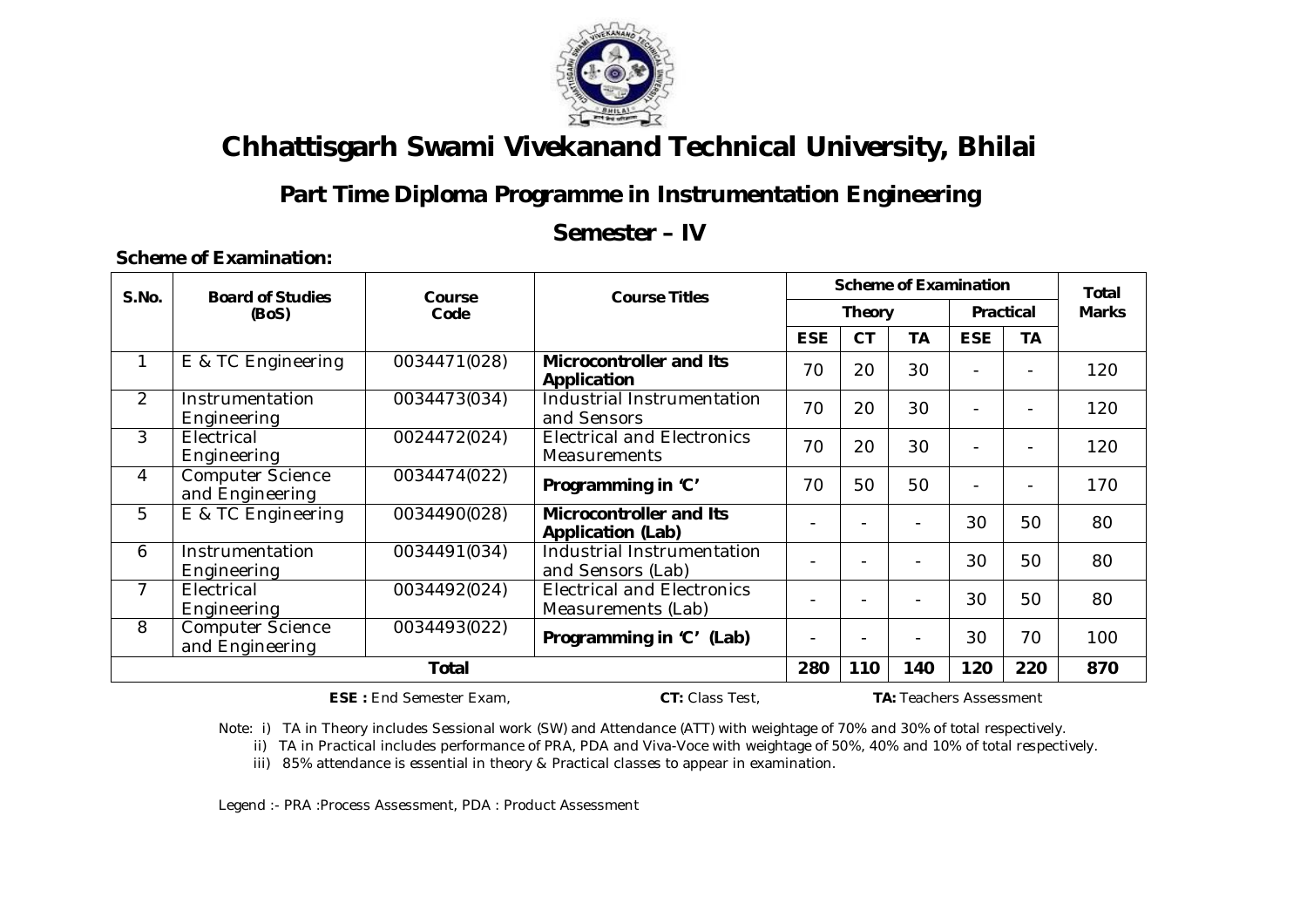# Chhattisgarh Swami Vivekanand Technical University, Bhilai

## Part Time Diploma Programme in Instrumentation Engineering

## Semester – IV

**Scheme of Examination:**

| S.No. | Board of Studies (BoS) | Course Code | Course Titles | Scheme of Examination | | | | | Total Marks |
|---|---|---|---|---|---|---|---|---|---|
| | | | | Theory | | | Practical | | |
| | | | | ESE | CT | TA | ESE | TA | |
| 1 | E & TC Engineering | 0034471(028) | **Microcontroller and Its Application** | 70 | 20 | 30 | - | - | 120 |
| 2 | Instrumentation Engineering | 0034473(034) | Industrial Instrumentation and Sensors | 70 | 20 | 30 | - | - | 120 |
| 3 | Electrical Engineering | 0024472(024) | Electrical and Electronics Measurements | 70 | 20 | 30 | - | - | 120 |
| 4 | Computer Science and Engineering | 0034474(022) | **Programming in 'C'** | 70 | 50 | 50 | - | - | 170 |
| 5 | E & TC Engineering | 0034490(028) | **Microcontroller and Its Application (Lab)** | - | - | - | 30 | 50 | 80 |
| 6 | Instrumentation Engineering | 0034491(034) | Industrial Instrumentation and Sensors (Lab) | - | - | - | 30 | 50 | 80 |
| 7 | Electrical Engineering | 0034492(024) | Electrical and Electronics Measurements (Lab) | - | - | - | 30 | 50 | 80 |
| 8 | Computer Science and Engineering | 0034493(022) | **Programming in 'C' (Lab)** | - | - | - | 30 | 70 | 100 |
| | | **Total** | | **280** | **110** | **140** | **120** | **220** | **870** |

**ESE :** End Semester Exam, **CT:** Class Test, **TA:** Teachers Assessment

Note: i) TA in Theory includes Sessional work (SW) and Attendance (ATT) with weightage of 70% and 30% of total respectively.

ii) TA in Practical includes performance of PRA, PDA and Viva-Voce with weightage of 50%, 40% and 10% of total respectively.

iii) 85% attendance is essential in theory & Practical classes to appear in examination.

Legend :- PRA :Process Assessment, PDA : Product Assessment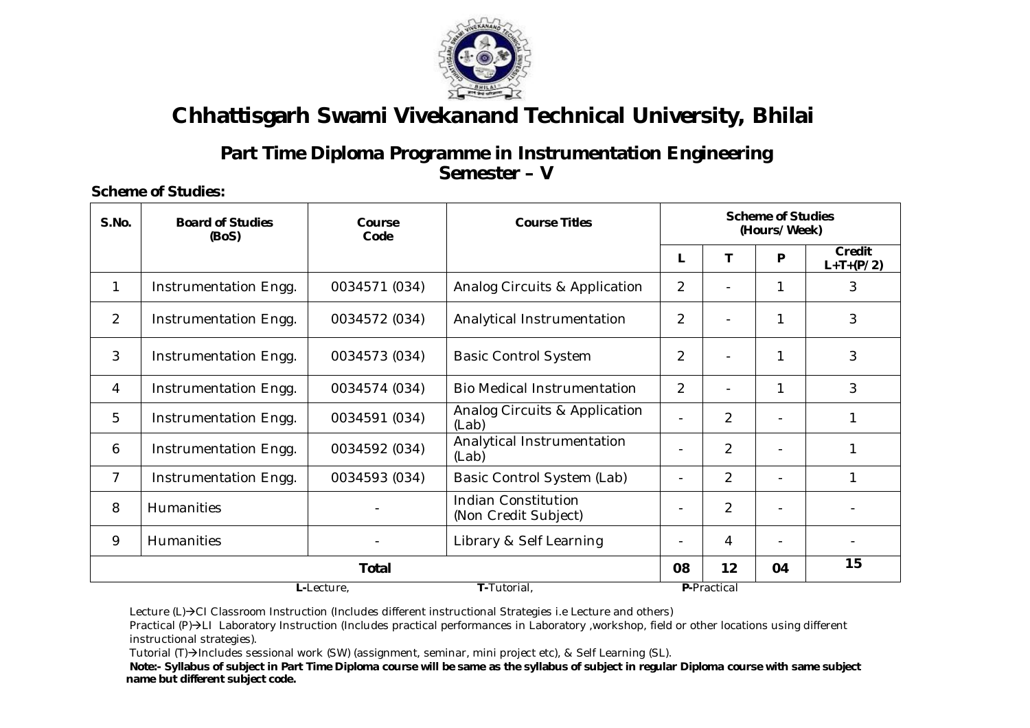# Chhattisgarh Swami Vivekanand Technical University, Bhilai

## Part Time Diploma Programme in Instrumentation Engineering
## Semester – V

**Scheme of Studies:**

| S.No. | Board of Studies (BoS) | Course Code | Course Titles | Scheme of Studies (Hours/Week) | | | |
|---|---|---|---|---|---|---|---|
| | | | | L | T | P | Credit L+T+(P/2) |
| 1 | Instrumentation Engg. | 0034571 (034) | Analog Circuits & Application | 2 | - | 1 | 3 |
| 2 | Instrumentation Engg. | 0034572 (034) | Analytical Instrumentation | 2 | - | 1 | 3 |
| 3 | Instrumentation Engg. | 0034573 (034) | Basic Control System | 2 | - | 1 | 3 |
| 4 | Instrumentation Engg. | 0034574 (034) | Bio Medical Instrumentation | 2 | - | 1 | 3 |
| 5 | Instrumentation Engg. | 0034591 (034) | Analog Circuits & Application (Lab) | - | 2 | - | 1 |
| 6 | Instrumentation Engg. | 0034592 (034) | Analytical Instrumentation (Lab) | - | 2 | - | 1 |
| 7 | Instrumentation Engg. | 0034593 (034) | Basic Control System (Lab) | - | 2 | - | 1 |
| 8 | Humanities | - | Indian Constitution (Non Credit Subject) | - | 2 | - | - |
| 9 | Humanities | - | Library & Self Learning | - | 4 | - | - |
| **Total** | | | | **08** | **12** | **04** | **15** |

**L-**Lecture, **T-**Tutorial, **P-**Practical

Lecture (L)→CI Classroom Instruction (Includes different instructional Strategies i.e Lecture and others)

Practical (P)→LI Laboratory Instruction (Includes practical performances in Laboratory ,workshop, field or other locations using different instructional strategies).

Tutorial (T)→Includes sessional work (SW) (assignment, seminar, mini project etc), & Self Learning (SL).

**Note:- Syllabus of subject in Part Time Diploma course will be same as the syllabus of subject in regular Diploma course with same subject name but different subject code.**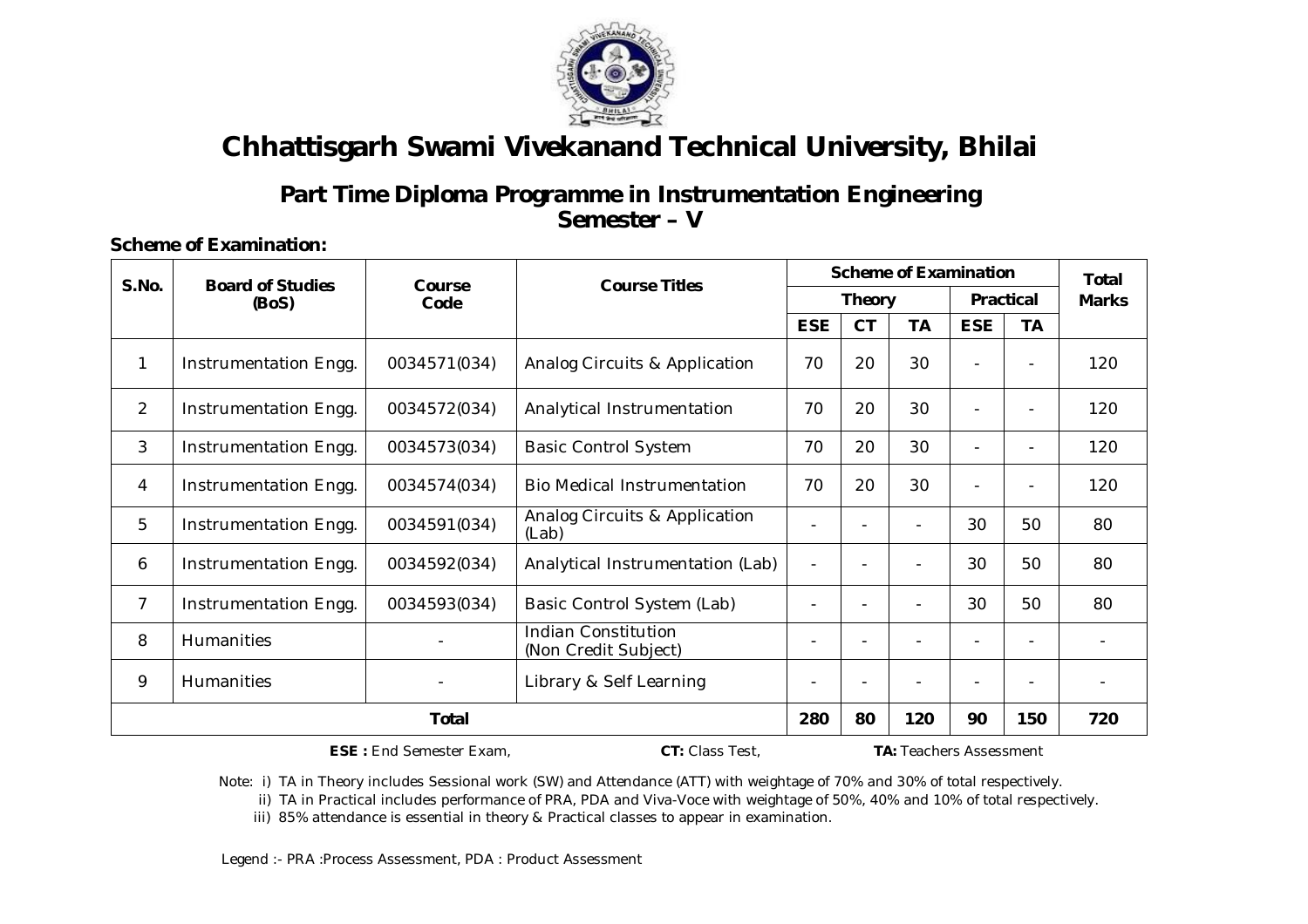# Chhattisgarh Swami Vivekanand Technical University, Bhilai

## Part Time Diploma Programme in Instrumentation Engineering
## Semester – V

**Scheme of Examination:**

| S.No. | Board of Studies (BoS) | Course Code | Course Titles | Scheme of Examination | | | | | Total Marks |
|---|---|---|---|---|---|---|---|---|---|
| | | | | Theory | | | Practical | | |
| | | | | ESE | CT | TA | ESE | TA | |
| 1 | Instrumentation Engg. | 0034571(034) | Analog Circuits & Application | 70 | 20 | 30 | - | - | 120 |
| 2 | Instrumentation Engg. | 0034572(034) | Analytical Instrumentation | 70 | 20 | 30 | - | - | 120 |
| 3 | Instrumentation Engg. | 0034573(034) | Basic Control System | 70 | 20 | 30 | - | - | 120 |
| 4 | Instrumentation Engg. | 0034574(034) | Bio Medical Instrumentation | 70 | 20 | 30 | - | - | 120 |
| 5 | Instrumentation Engg. | 0034591(034) | Analog Circuits & Application (Lab) | - | - | - | 30 | 50 | 80 |
| 6 | Instrumentation Engg. | 0034592(034) | Analytical Instrumentation (Lab) | - | - | - | 30 | 50 | 80 |
| 7 | Instrumentation Engg. | 0034593(034) | Basic Control System (Lab) | - | - | - | 30 | 50 | 80 |
| 8 | Humanities | - | Indian Constitution (Non Credit Subject) | - | - | - | - | - | - |
| 9 | Humanities | - | Library & Self Learning | - | - | - | - | - | - |
| **Total** | | | | **280** | **80** | **120** | **90** | **150** | **720** |

**ESE :** End Semester Exam, **CT:** Class Test, **TA:** Teachers Assessment

Note: i) TA in Theory includes Sessional work (SW) and Attendance (ATT) with weightage of 70% and 30% of total respectively.

ii) TA in Practical includes performance of PRA, PDA and Viva-Voce with weightage of 50%, 40% and 10% of total respectively.

iii) 85% attendance is essential in theory & Practical classes to appear in examination.

Legend :- PRA :Process Assessment, PDA : Product Assessment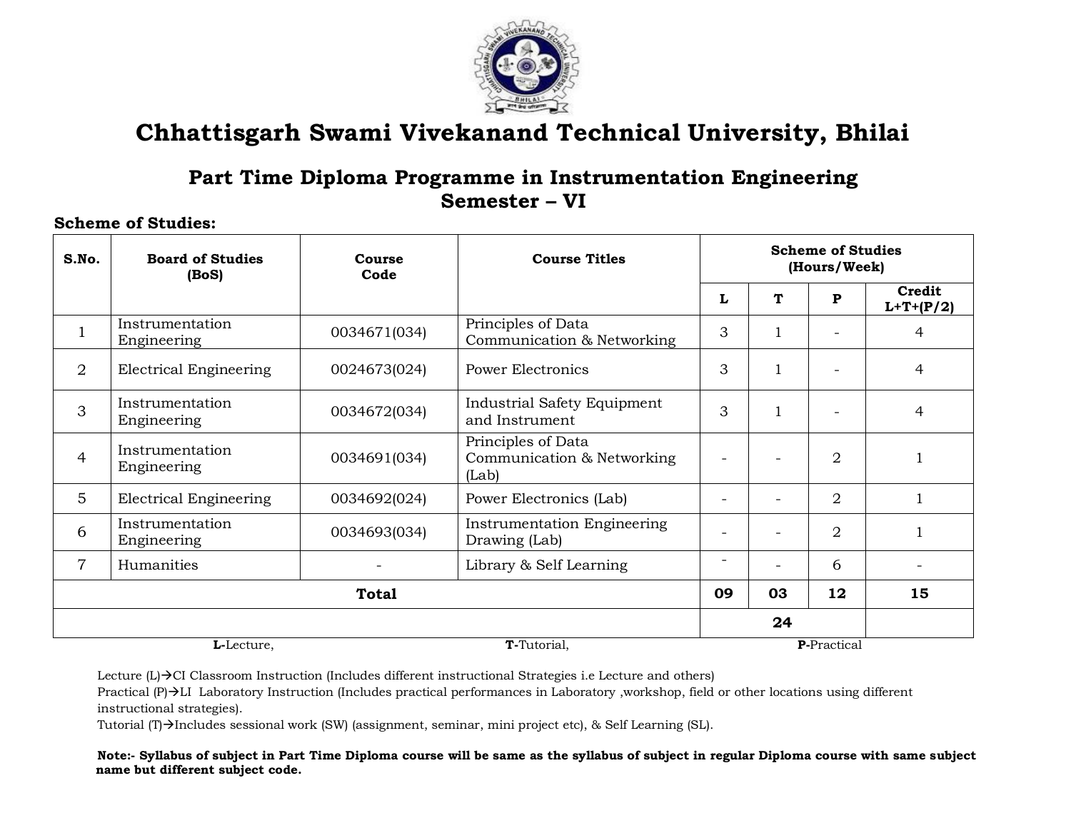# Chhattisgarh Swami Vivekanand Technical University, Bhilai

## Part Time Diploma Programme in Instrumentation Engineering
## Semester – VI

**Scheme of Studies:**

| S.No. | Board of Studies (BoS) | Course Code | Course Titles | Scheme of Studies (Hours/Week) | | | |
|---|---|---|---|---|---|---|---|
| | | | | **L** | **T** | **P** | **Credit L+T+(P/2)** |
| 1 | Instrumentation Engineering | 0034671(034) | Principles of Data Communication & Networking | 3 | 1 | - | 4 |
| 2 | Electrical Engineering | 0024673(024) | Power Electronics | 3 | 1 | - | 4 |
| 3 | Instrumentation Engineering | 0034672(034) | Industrial Safety Equipment and Instrument | 3 | 1 | - | 4 |
| 4 | Instrumentation Engineering | 0034691(034) | Principles of Data Communication & Networking (Lab) | - | - | 2 | 1 |
| 5 | Electrical Engineering | 0034692(024) | Power Electronics (Lab) | - | - | 2 | 1 |
| 6 | Instrumentation Engineering | 0034693(034) | Instrumentation Engineering Drawing (Lab) | - | - | 2 | 1 |
| 7 | Humanities | - | Library & Self Learning | - | - | 6 | - |
| **Total** | | | | **09** | **03** | **12** | **15** |
| | | | | | **24** | | |

**L**-Lecture, **T**-Tutorial, **P**-Practical

Lecture (L)→CI Classroom Instruction (Includes different instructional Strategies i.e Lecture and others)
Practical (P)→LI Laboratory Instruction (Includes practical performances in Laboratory ,workshop, field or other locations using different instructional strategies).
Tutorial (T)→Includes sessional work (SW) (assignment, seminar, mini project etc), & Self Learning (SL).

**Note:- Syllabus of subject in Part Time Diploma course will be same as the syllabus of subject in regular Diploma course with same subject name but different subject code.**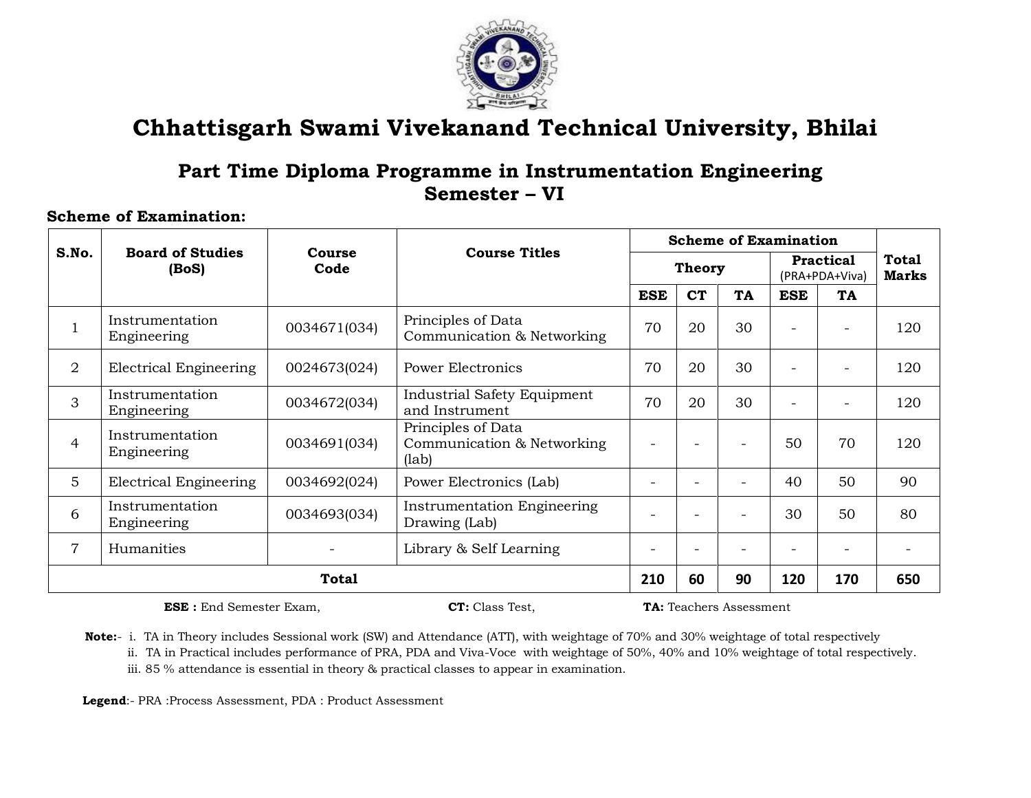# Chhattisgarh Swami Vivekanand Technical University, Bhilai

## Part Time Diploma Programme in Instrumentation Engineering
## Semester – VI

**Scheme of Examination:**

| S.No. | Board of Studies (BoS) | Course Code | Course Titles | Scheme of Examination | | | | | Total Marks |
|---|---|---|---|---|---|---|---|---|---|
| | | | | Theory | | | Practical (PRA+PDA+Viva) | | |
| | | | | ESE | CT | TA | ESE | TA | |
| 1 | Instrumentation Engineering | 0034671(034) | Principles of Data Communication & Networking | 70 | 20 | 30 | - | - | 120 |
| 2 | Electrical Engineering | 0024673(024) | Power Electronics | 70 | 20 | 30 | - | - | 120 |
| 3 | Instrumentation Engineering | 0034672(034) | Industrial Safety Equipment and Instrument | 70 | 20 | 30 | - | - | 120 |
| 4 | Instrumentation Engineering | 0034691(034) | Principles of Data Communication & Networking (lab) | - | - | - | 50 | 70 | 120 |
| 5 | Electrical Engineering | 0034692(024) | Power Electronics (Lab) | - | - | - | 40 | 50 | 90 |
| 6 | Instrumentation Engineering | 0034693(034) | Instrumentation Engineering Drawing (Lab) | - | - | - | 30 | 50 | 80 |
| 7 | Humanities | - | Library & Self Learning | - | - | - | - | - | - |
| | | | **Total** | **210** | **60** | **90** | **120** | **170** | **650** |

**ESE :** End Semester Exam, **CT:** Class Test, **TA:** Teachers Assessment

**Note:-** i. TA in Theory includes Sessional work (SW) and Attendance (ATT), with weightage of 70% and 30% weightage of total respectively
ii. TA in Practical includes performance of PRA, PDA and Viva-Voce with weightage of 50%, 40% and 10% weightage of total respectively.
iii. 85 % attendance is essential in theory & practical classes to appear in examination.

**Legend**:- PRA :Process Assessment, PDA : Product Assessment